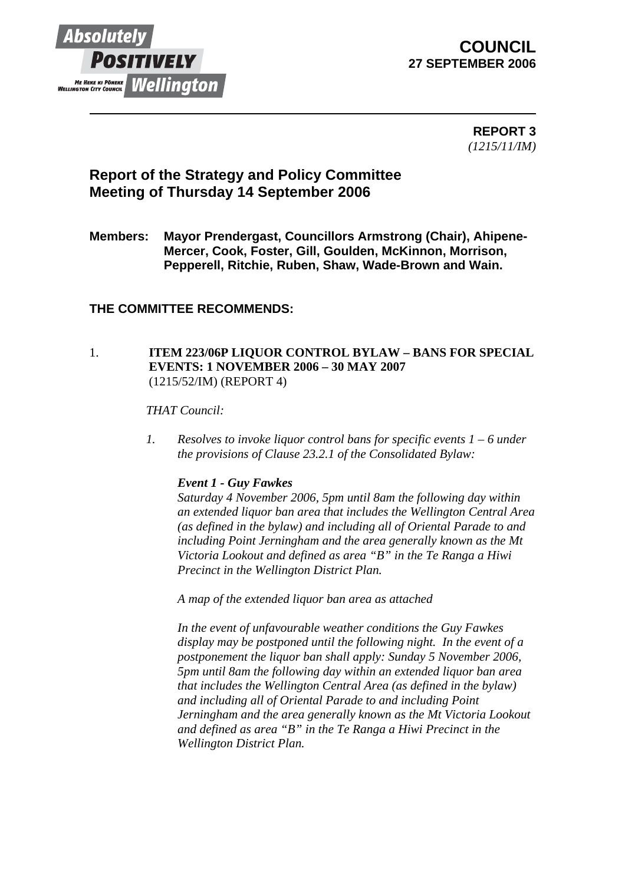# COUNCIL
## 27 SEPTEMBER 2006

**REPORT 3**
*(1215/11/IM)*

## Report of the Strategy and Policy Committee
## Meeting of Thursday 14 September 2006

**Members: Mayor Prendergast, Councillors Armstrong (Chair), Ahipene-Mercer, Cook, Foster, Gill, Goulden, McKinnon, Morrison, Pepperell, Ritchie, Ruben, Shaw, Wade-Brown and Wain.**

**THE COMMITTEE RECOMMENDS:**

1. **ITEM 223/06P LIQUOR CONTROL BYLAW – BANS FOR SPECIAL EVENTS: 1 NOVEMBER 2006 – 30 MAY 2007**
(1215/52/IM) (REPORT 4)

*THAT Council:*

1. *Resolves to invoke liquor control bans for specific events 1 – 6 under the provisions of Clause 23.2.1 of the Consolidated Bylaw:*

***Event 1 - Guy Fawkes***
*Saturday 4 November 2006, 5pm until 8am the following day within an extended liquor ban area that includes the Wellington Central Area (as defined in the bylaw) and including all of Oriental Parade to and including Point Jerningham and the area generally known as the Mt Victoria Lookout and defined as area "B" in the Te Ranga a Hiwi Precinct in the Wellington District Plan.*

*A map of the extended liquor ban area as attached*

*In the event of unfavourable weather conditions the Guy Fawkes display may be postponed until the following night. In the event of a postponement the liquor ban shall apply: Sunday 5 November 2006, 5pm until 8am the following day within an extended liquor ban area that includes the Wellington Central Area (as defined in the bylaw) and including all of Oriental Parade to and including Point Jerningham and the area generally known as the Mt Victoria Lookout and defined as area "B" in the Te Ranga a Hiwi Precinct in the Wellington District Plan.*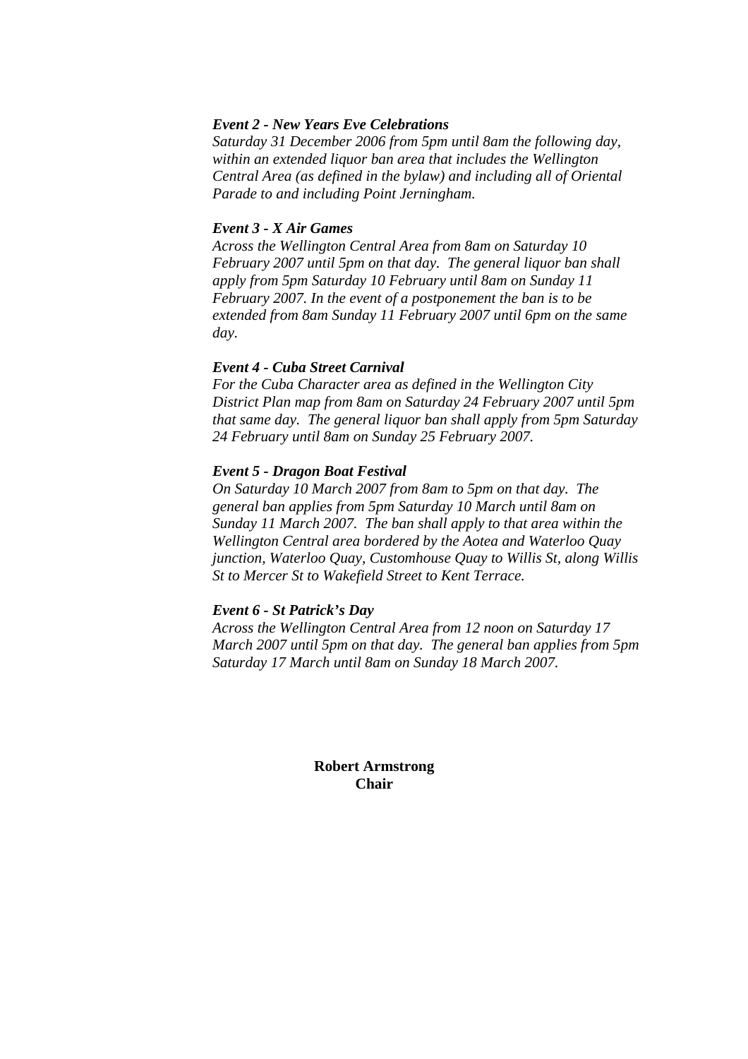***Event 2 - New Years Eve Celebrations***
*Saturday 31 December 2006 from 5pm until 8am the following day, within an extended liquor ban area that includes the Wellington Central Area (as defined in the bylaw) and including all of Oriental Parade to and including Point Jerningham.*

***Event 3 - X Air Games***
*Across the Wellington Central Area from 8am on Saturday 10 February 2007 until 5pm on that day. The general liquor ban shall apply from 5pm Saturday 10 February until 8am on Sunday 11 February 2007. In the event of a postponement the ban is to be extended from 8am Sunday 11 February 2007 until 6pm on the same day.*

***Event 4 - Cuba Street Carnival***
*For the Cuba Character area as defined in the Wellington City District Plan map from 8am on Saturday 24 February 2007 until 5pm that same day. The general liquor ban shall apply from 5pm Saturday 24 February until 8am on Sunday 25 February 2007.*

***Event 5 - Dragon Boat Festival***
*On Saturday 10 March 2007 from 8am to 5pm on that day. The general ban applies from 5pm Saturday 10 March until 8am on Sunday 11 March 2007. The ban shall apply to that area within the Wellington Central area bordered by the Aotea and Waterloo Quay junction, Waterloo Quay, Customhouse Quay to Willis St, along Willis St to Mercer St to Wakefield Street to Kent Terrace.*

***Event 6 - St Patrick's Day***
*Across the Wellington Central Area from 12 noon on Saturday 17 March 2007 until 5pm on that day. The general ban applies from 5pm Saturday 17 March until 8am on Sunday 18 March 2007.*

**Robert Armstrong**
**Chair**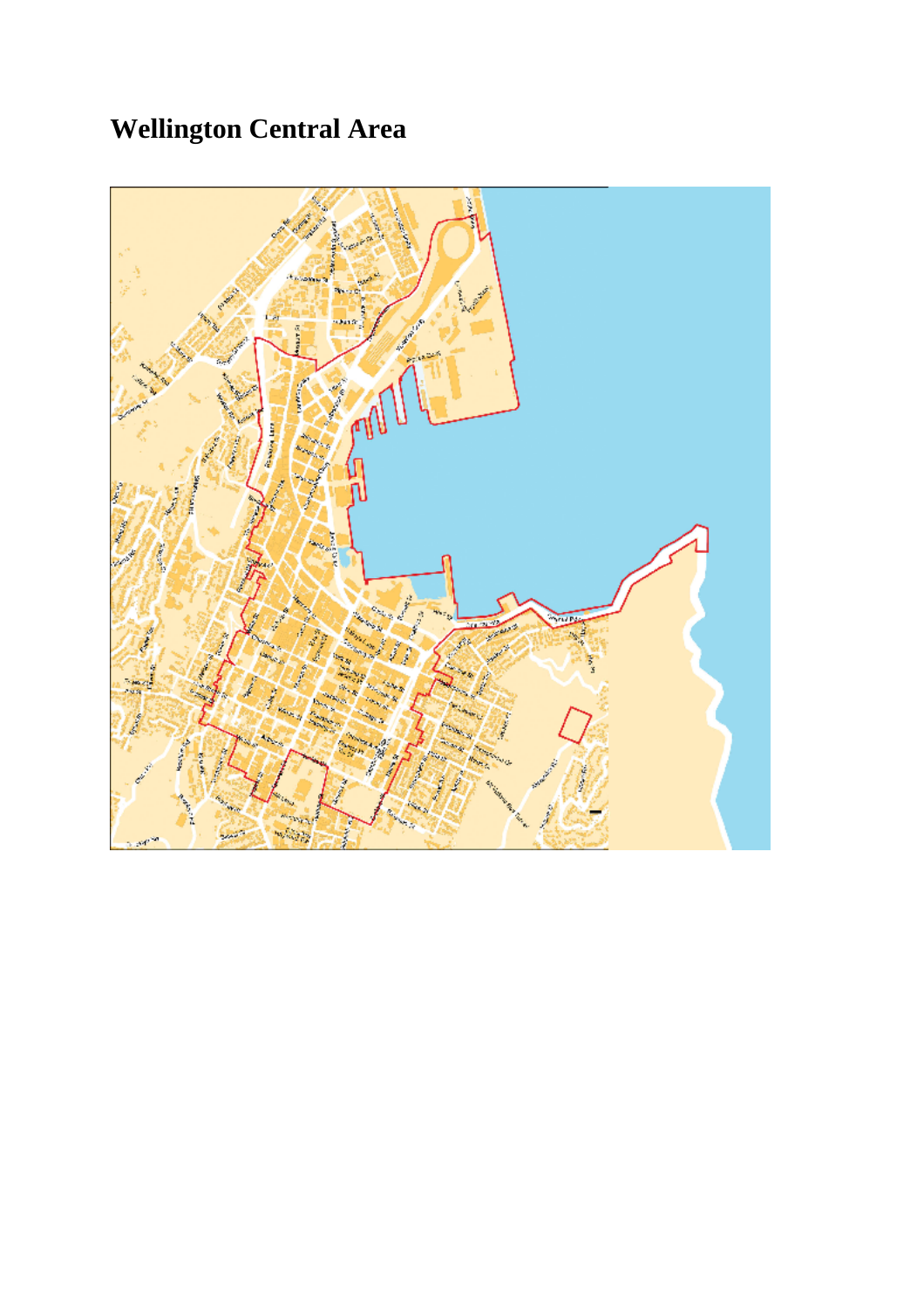# Wellington Central Area